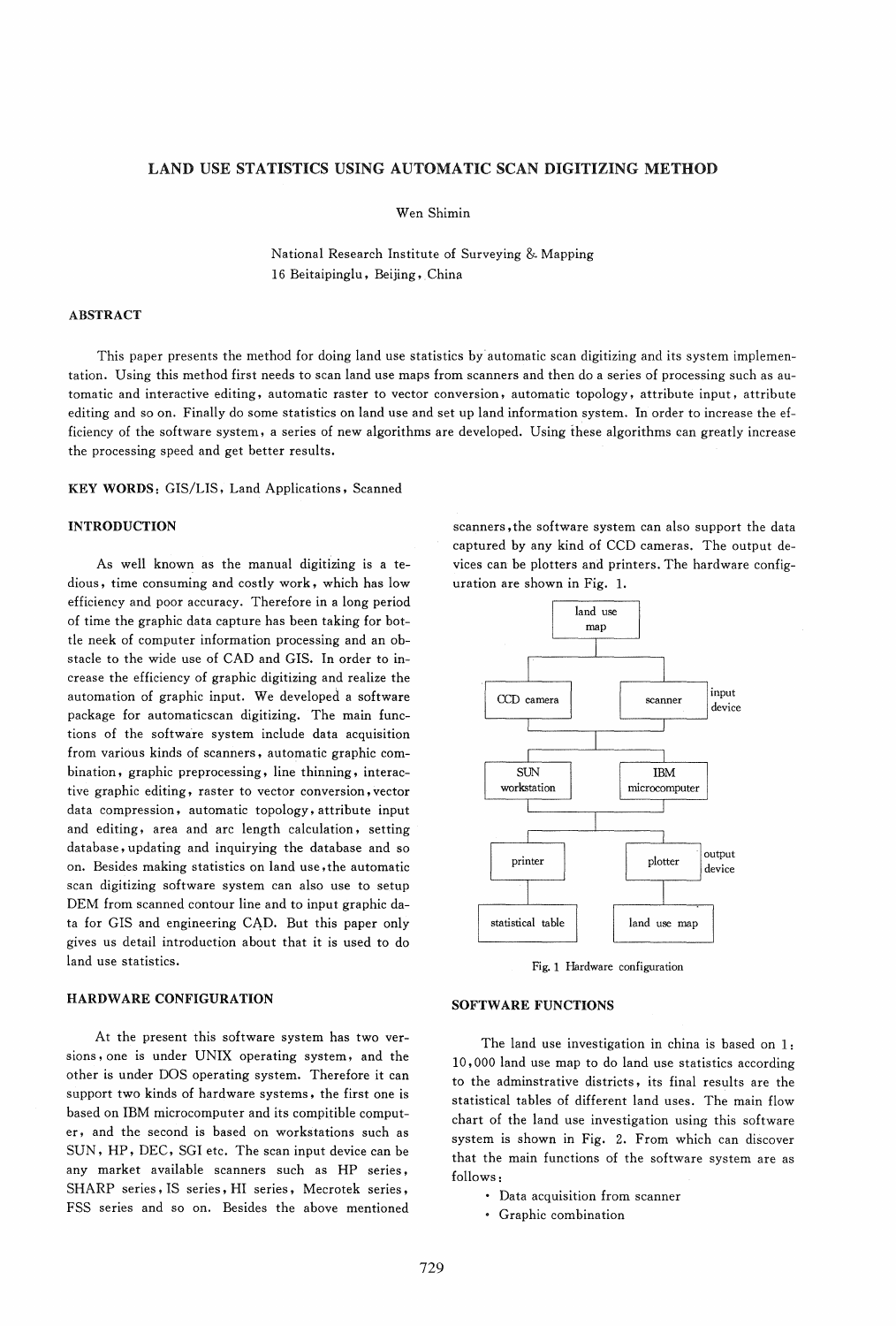# LAND USE STATISTICS USING AUTOMATIC SCAN DIGITIZING METHOD

Wen Shimin

National Research Institute of Surveying & Mapping
16 Beitaipinglu, Beijing, China

## ABSTRACT

This paper presents the method for doing land use statistics by automatic scan digitizing and its system implementation. Using this method first needs to scan land use maps from scanners and then do a series of processing such as automatic and interactive editing, automatic raster to vector conversion, automatic topology, attribute input, attribute editing and so on. Finally do some statistics on land use and set up land information system. In order to increase the efficiency of the software system, a series of new algorithms are developed. Using these algorithms can greatly increase the processing speed and get better results.

**KEY WORDS:** GIS/LIS, Land Applications, Scanned

## INTRODUCTION

As well known as the manual digitizing is a tedious, time consuming and costly work, which has low efficiency and poor accuracy. Therefore in a long period of time the graphic data capture has been taking for bottle neek of computer information processing and an obstacle to the wide use of CAD and GIS. In order to increase the efficiency of graphic digitizing and realize the automation of graphic input. We developed a software package for automaticscan digitizing. The main functions of the software system include data acquisition from various kinds of scanners, automatic graphic combination, graphic preprocessing, line thinning, interactive graphic editing, raster to vector conversion, vector data compression, automatic topology, attribute input and editing, area and arc length calculation, setting database, updating and inquirying the database and so on. Besides making statistics on land use, the automatic scan digitizing software system can also use to setup DEM from scanned contour line and to input graphic data for GIS and engineering CAD. But this paper only gives us detail introduction about that it is used to do land use statistics.

## HARDWARE CONFIGURATION

At the present this software system has two versions, one is under UNIX operating system, and the other is under DOS operating system. Therefore it can support two kinds of hardware systems, the first one is based on IBM microcomputer and its compitible computer, and the second is based on workstations such as SUN, HP, DEC, SGI etc. The scan input device can be any market available scanners such as HP series, SHARP series, IS series, HI series, Mecrotek series, FSS series and so on. Besides the above mentioned scanners, the software system can also support the data captured by any kind of CCD cameras. The output devices can be plotters and printers. The hardware configuration are shown in Fig. 1.

land use map

CCD camera | scanner | input device

SUN workstation | IBM microcomputer

printer | plotter | output device

statistical table | land use map

Fig. 1 Hardware configuration

## SOFTWARE FUNCTIONS

The land use investigation in china is based on 1: 10,000 land use map to do land use statistics according to the adminstrative districts, its final results are the statistical tables of different land uses. The main flow chart of the land use investigation using this software system is shown in Fig. 2. From which can discover that the main functions of the software system are as follows:

- Data acquisition from scanner
- Graphic combination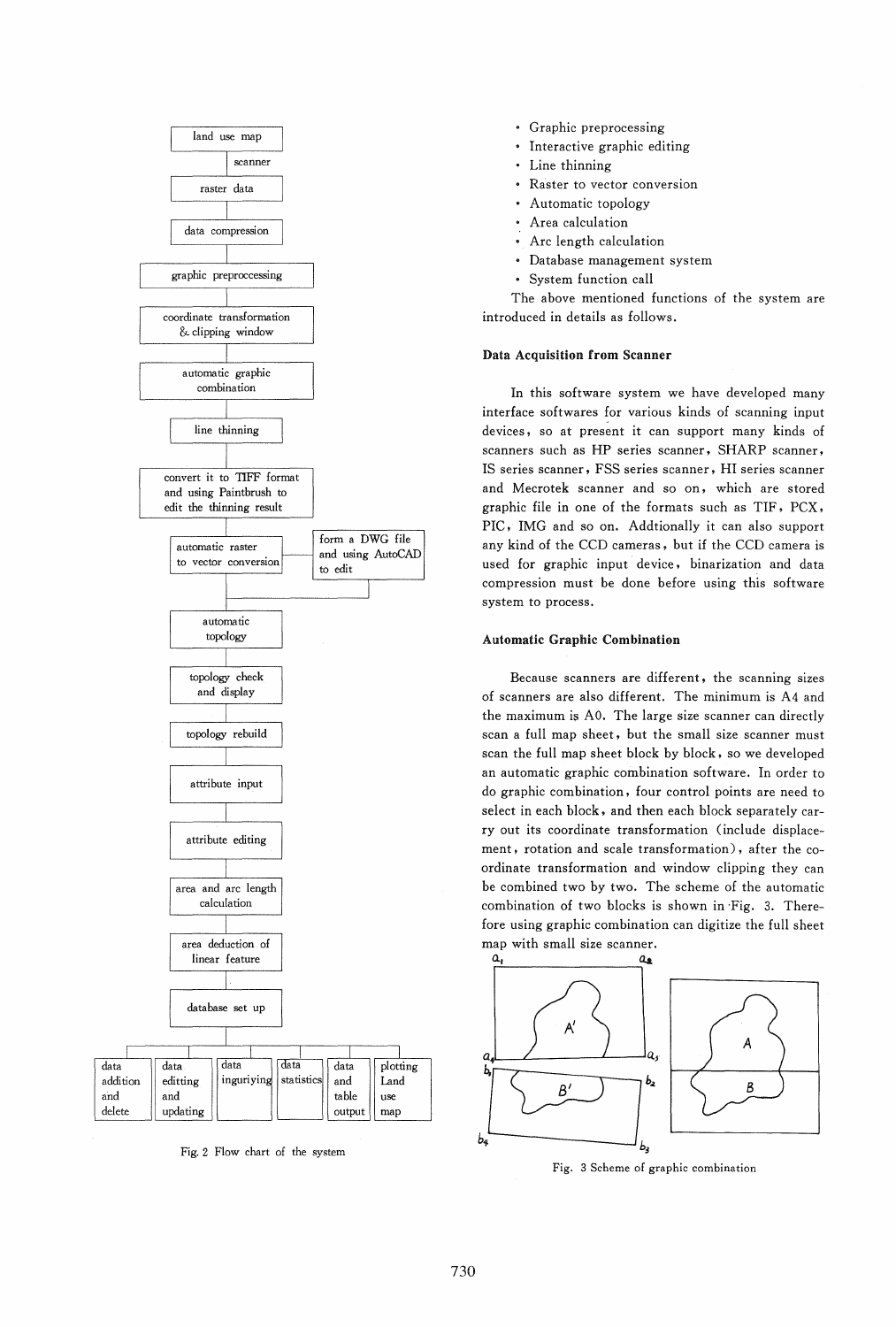Fig. 2 Flow chart of the system

- Graphic preprocessing
- Interactive graphic editing
- Line thinning
- Raster to vector conversion
- Automatic topology
- Area calculation
- Arc length calculation
- Database management system
- System function call

The above mentioned functions of the system are introduced in details as follows.

### Data Acquisition from Scanner

In this software system we have developed many interface softwares for various kinds of scanning input devices, so at present it can support many kinds of scanners such as HP series scanner, SHARP scanner, IS series scanner, FSS series scanner, HI series scanner and Mecrotek scanner and so on, which are stored graphic file in one of the formats such as TIF, PCX, PIC, IMG and so on. Addtionally it can also support any kind of the CCD cameras, but if the CCD camera is used for graphic input device, binarization and data compression must be done before using this software system to process.

### Automatic Graphic Combination

Because scanners are different, the scanning sizes of scanners are also different. The minimum is A4 and the maximum is A0. The large size scanner can directly scan a full map sheet, but the small size scanner must scan the full map sheet block by block, so we developed an automatic graphic combination software. In order to do graphic combination, four control points are need to select in each block, and then each block separately carry out its coordinate transformation (include displacement, rotation and scale transformation), after the coordinate transformation and window clipping they can be combined two by two. The scheme of the automatic combination of two blocks is shown in Fig. 3. Therefore using graphic combination can digitize the full sheet map with small size scanner.

Fig. 3 Scheme of graphic combination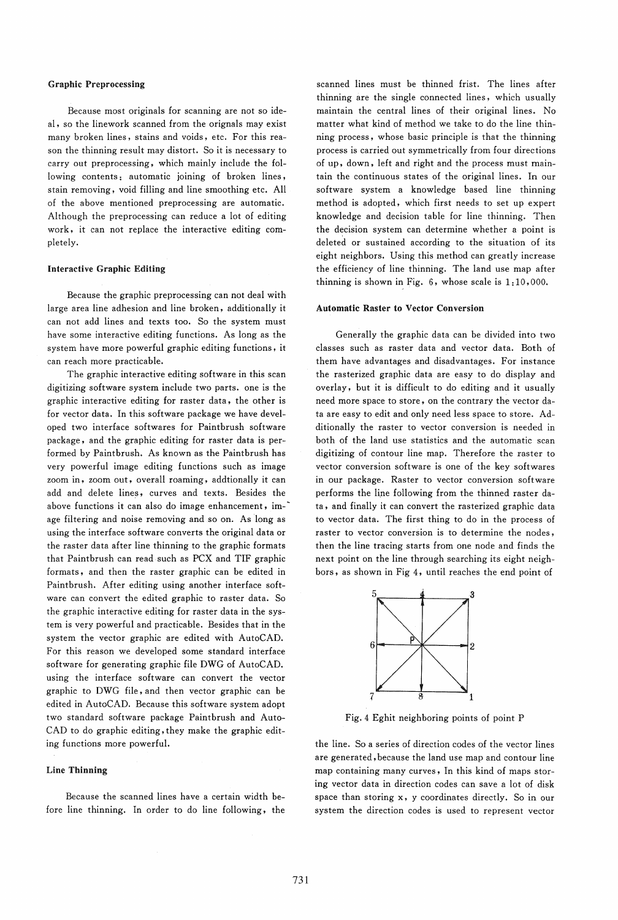**Graphic Preprocessing**

Because most originals for scanning are not so ideal, so the linework scanned from the orignals may exist many broken lines, stains and voids, etc. For this reason the thinning result may distort. So it is necessary to carry out preprocessing, which mainly include the following contents: automatic joining of broken lines, stain removing, void filling and line smoothing etc. All of the above mentioned preprocessing are automatic. Although the preprocessing can reduce a lot of editing work, it can not replace the interactive editing completely.

**Interactive Graphic Editing**

Because the graphic preprocessing can not deal with large area line adhesion and line broken, additionally it can not add lines and texts too. So the system must have some interactive editing functions. As long as the system have more powerful graphic editing functions, it can reach more practicable.

The graphic interactive editing software in this scan digitizing software system include two parts. one is the graphic interactive editing for raster data, the other is for vector data. In this software package we have developed two interface softwares for Paintbrush software package, and the graphic editing for raster data is performed by Paintbrush. As known as the Paintbrush has very powerful image editing functions such as image zoom in, zoom out, overall roaming, addtionally it can add and delete lines, curves and texts. Besides the above functions it can also do image enhancement, image filtering and noise removing and so on. As long as using the interface software converts the original data or the raster data after line thinning to the graphic formats that Paintbrush can read such as PCX and TIF graphic formats, and then the raster graphic can be edited in Paintbrush. After editing using another interface software can convert the edited graphic to raster data. So the graphic interactive editing for raster data in the system is very powerful and practicable. Besides that in the system the vector graphic are edited with AutoCAD. For this reason we developed some standard interface software for generating graphic file DWG of AutoCAD. using the interface software can convert the vector graphic to DWG file, and then vector graphic can be edited in AutoCAD. Because this software system adopt two standard software package Paintbrush and AutoCAD to do graphic editing, they make the graphic editing functions more powerful.

**Line Thinning**

Because the scanned lines have a certain width before line thinning. In order to do line following, the scanned lines must be thinned frist. The lines after thinning are the single connected lines, which usually maintain the central lines of their original lines. No matter what kind of method we take to do the line thinning process, whose basic principle is that the thinning process is carried out symmetrically from four directions of up, down, left and right and the process must maintain the continuous states of the original lines. In our software system a knowledge based line thinning method is adopted, which first needs to set up expert knowledge and decision table for line thinning. Then the decision system can determine whether a point is deleted or sustained according to the situation of its eight neighbors. Using this method can greatly increase the efficiency of line thinning. The land use map after thinning is shown in Fig. 6, whose scale is 1:10,000.

**Automatic Raster to Vector Conversion**

Generally the graphic data can be divided into two classes such as raster data and vector data. Both of them have advantages and disadvantages. For instance the rasterized graphic data are easy to do display and overlay, but it is difficult to do editing and it usually need more space to store, on the contrary the vector data are easy to edit and only need less space to store. Additionally the raster to vector conversion is needed in both of the land use statistics and the automatic scan digitizing of contour line map. Therefore the raster to vector conversion software is one of the key softwares in our package. Raster to vector conversion software performs the line following from the thinned raster data, and finally it can convert the rasterized graphic data to vector data. The first thing to do in the process of raster to vector conversion is to determine the nodes, then the line tracing starts from one node and finds the next point on the line through searching its eight neighbors, as shown in Fig 4, until reaches the end point of the line. So a series of direction codes of the vector lines are generated, because the land use map and contour line map containing many curves, In this kind of maps storing vector data in direction codes can save a lot of disk space than storing x, y coordinates directly. So in our system the direction codes is used to represent vector

Fig. 4 Eghit neighboring points of point P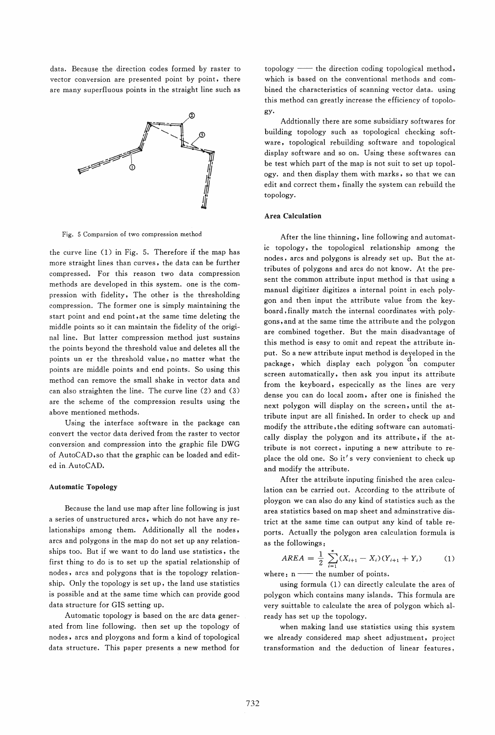data. Because the direction codes formed by raster to vector conversion are presented point by point, there are many superfluous points in the straight line such as

Fig. 5 Comparsion of two compression method

the curve line (1) in Fig. 5. Therefore if the map has more straight lines than curves, the data can be further compressed. For this reason two data compression methods are developed in this system. one is the compression with fidelity, The other is the thresholding compression. The former one is simply maintaining the start point and end point, at the same time deleting the middle points so it can maintain the fidelity of the original line. But latter compression method just sustains the points beyond the threshold value and deletes all the points un er the threshold value, no matter what the points are middle points and end points. So using this method can remove the small shake in vector data and can also straighten the line. The curve line (2) and (3) are the scheme of the compression results using the above mentioned methods.

Using the interface software in the package can convert the vector data derived from the raster to vector conversion and compression into the graphic file DWG of AutoCAD, so that the graphic can be loaded and edited in AutoCAD.

### Automatic Topology

Because the land use map after line following is just a series of unstructured arcs, which do not have any relationships among them. Additionally all the nodes, arcs and polygons in the map do not set up any relationships too. But if we want to do land use statistics, the first thing to do is to set up the spatial relationship of nodes, arcs and polygons that is the topology relationship. Only the topology is set up, the land use statistics is possible and at the same time which can provide good data structure for GIS setting up.

Automatic topology is based on the arc data generated from line following. then set up the topology of nodes, arcs and ploygons and form a kind of topological data structure. This paper presents a new method for topology —— the direction coding topological method, which is based on the conventional methods and combined the characteristics of scanning vector data. using this method can greatly increase the efficiency of topology.

Addtionally there are some subsidiary softwares for building topology such as topological checking software, topological rebuilding software and topological display software and so on. Using these softwares can be test which part of the map is not suit to set up topology. and then display them with marks, so that we can edit and correct them, finally the system can rebuild the topology.

### Area Calculation

After the line thinning, line following and automatic topology, the topological relationship among the nodes, arcs and polygons is already set up. But the attributes of polygons and arcs do not know. At the present the common attribute input method is that using a manual digitizer digitizes a internal point in each polygon and then input the attribute value from the keyboard, finally match the internal coordinates with polygons, and at the same time the attribute and the polygon are combined together. But the main disadvantage of this method is easy to omit and repeat the attribute input. So a new attribute input method is developed in the package, which display each polygon on computer screen automatically, then ask you input its attribute from the keyboard, especically as the lines are very dense you can do local zoom, after one is finished the next polygon will display on the screen, until the attribute input are all finished. In order to check up and modify the attribute, the editing software can automatically display the polygon and its attribute, if the attribute is not correct, inputing a new attribute to replace the old one. So it's very convienient to check up and modify the attribute.

After the attribute inputing finished the area calculation can be carried out. According to the attribute of ploygon we can also do any kind of statistics such as the area statistics based on map sheet and adminstrative district at the same time can output any kind of table reports. Actually the polygon area calculation formula is as the followings:

$$AREA = \frac{1}{2}\sum_{i=1}^{n}(X_{i+1} - X_i)(Y_{i+1} + Y_i) \qquad (1)$$

where: n —— the number of points.

using formula (1) can directly calculate the area of polygon which contains many islands. This formula are very suittable to calculate the area of polygon which already has set up the topology.

when making land use statistics using this system we already considered map sheet adjustment, project transformation and the deduction of linear features,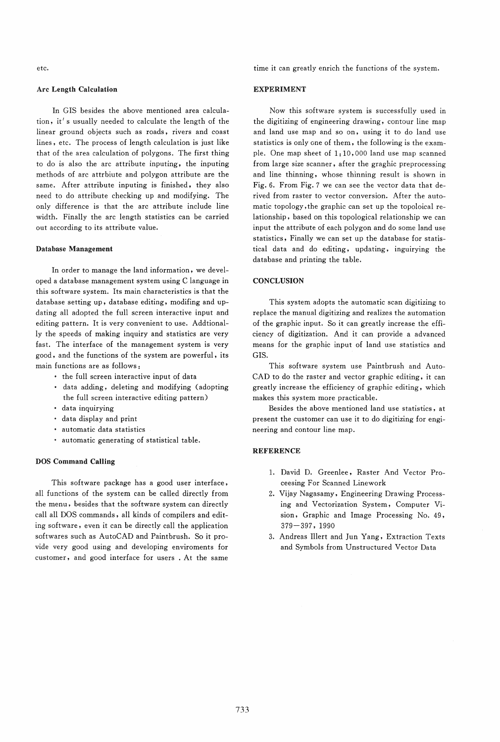etc.

### Arc Length Calculation

In GIS besides the above mentioned area calculation, it's usually needed to calculate the length of the linear ground objects such as roads, rivers and coast lines, etc. The process of length calculation is just like that of the area calculation of polygons. The first thing to do is also the arc attribute inputing, the inputing methods of arc attrbiute and polygon attribute are the same. After attribute inputing is finished, they also need to do attribute checking up and modifying. The only difference is that the arc attribute include line width. Finally the arc length statistics can be carried out according to its attribute value.

### Database Management

In order to manage the land information, we developed a database management system using C language in this software system. Its main characteristics is that the database setting up, database editing, modifing and updating all adopted the full screen interactive input and editing pattern. It is very convenient to use. Addtionally the speeds of making inquiry and statistics are very fast. The interface of the management system is very good, and the functions of the system are powerful, its main functions are as follows:

- the full screen interactive input of data
- data adding, deleting and modifying (adopting the full screen interactive editing pattern)
- data inquirying
- data display and print
- automatic data statistics
- automatic generating of statistical table.

### DOS Command Calling

This software package has a good user interface, all functions of the system can be called directly from the menu, besides that the software system can directly call all DOS commands, all kinds of compilers and editing software, even it can be directly call the application softwares such as AutoCAD and Paintbrush. So it provide very good using and developing enviroments for customer, and good interface for users . At the same time it can greatly enrich the functions of the system.

## EXPERIMENT

Now this software system is successfully used in the digitizing of engineering drawing, contour line map and land use map and so on, using it to do land use statistics is only one of them, the following is the example. One map sheet of 1:10,000 land use map scanned from large size scanner, after the graghic preprocessing and line thinning, whose thinning result is shown in Fig. 6. From Fig. 7 we can see the vector data that derived from raster to vector conversion. After the automatic topology, the graphic can set up the topoloical relationship, based on this topological relationship we can input the attribute of each polygon and do some land use statistics, Finally we can set up the database for statistical data and do editing, updating, inguirying the database and printing the table.

## CONCLUSION

This system adopts the automatic scan digitizing to replace the manual digitizing and realizes the automation of the graphic input. So it can greatly increase the efficiency of digitization. And it can provide a advanced means for the graphic input of land use statistics and GIS.

This software system use Paintbrush and AutoCAD to do the raster and vector graphic editing, it can greatly increase the efficiency of graphic editing, which makes this system more practicable.

Besides the above mentioned land use statistics, at present the customer can use it to do digitizing for engineering and contour line map.

## REFERENCE

1. David D. Greenlee, Raster And Vector Proceesing For Scanned Linework
2. Vijay Nagasamy, Engineering Drawing Processing and Vectorization System, Computer Vision, Graphic and Image Processing No. 49, 379—397, 1990
3. Andreas Illert and Jun Yang, Extraction Texts and Symbols from Unstructured Vector Data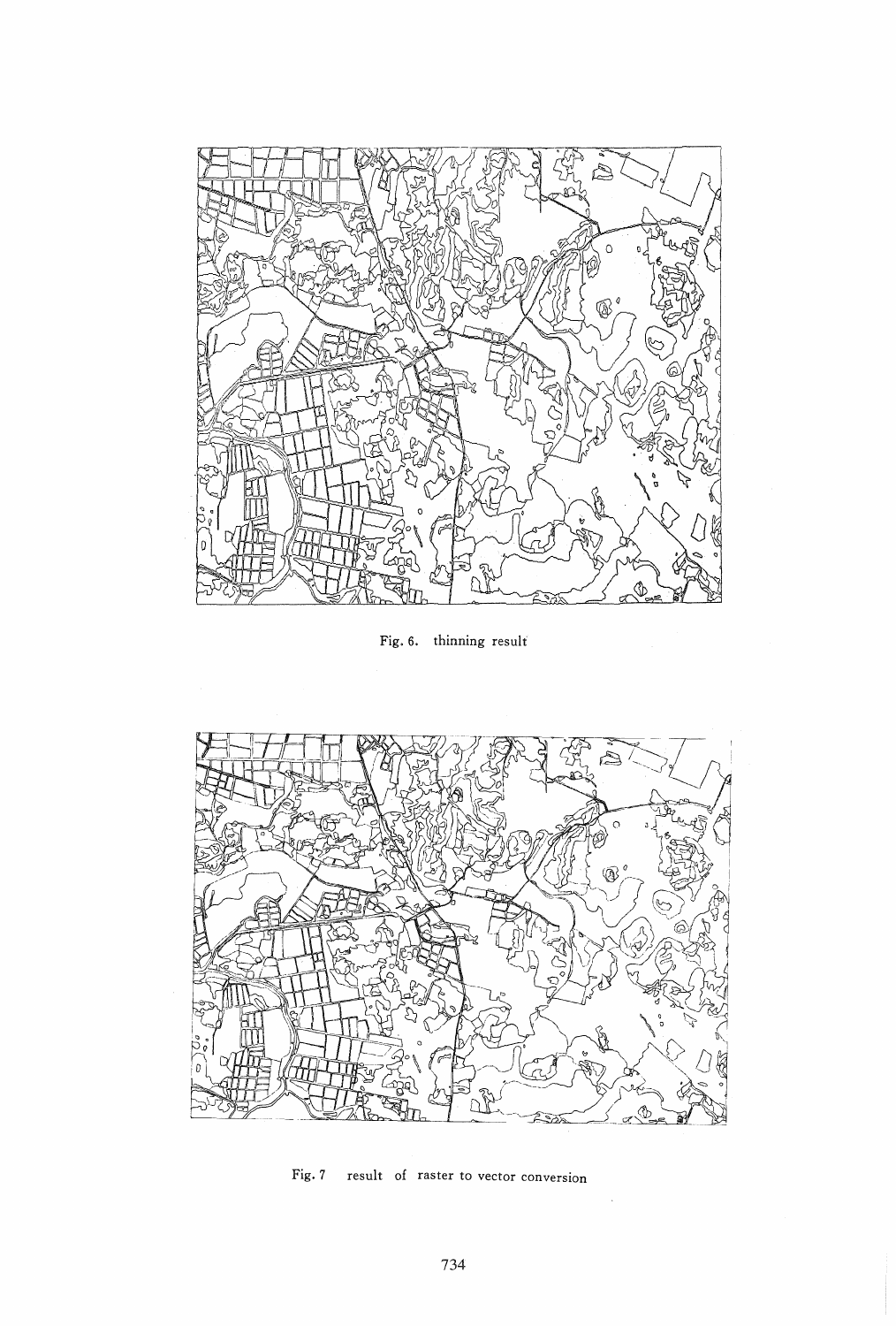Fig. 6. thinning result

Fig. 7 result of raster to vector conversion